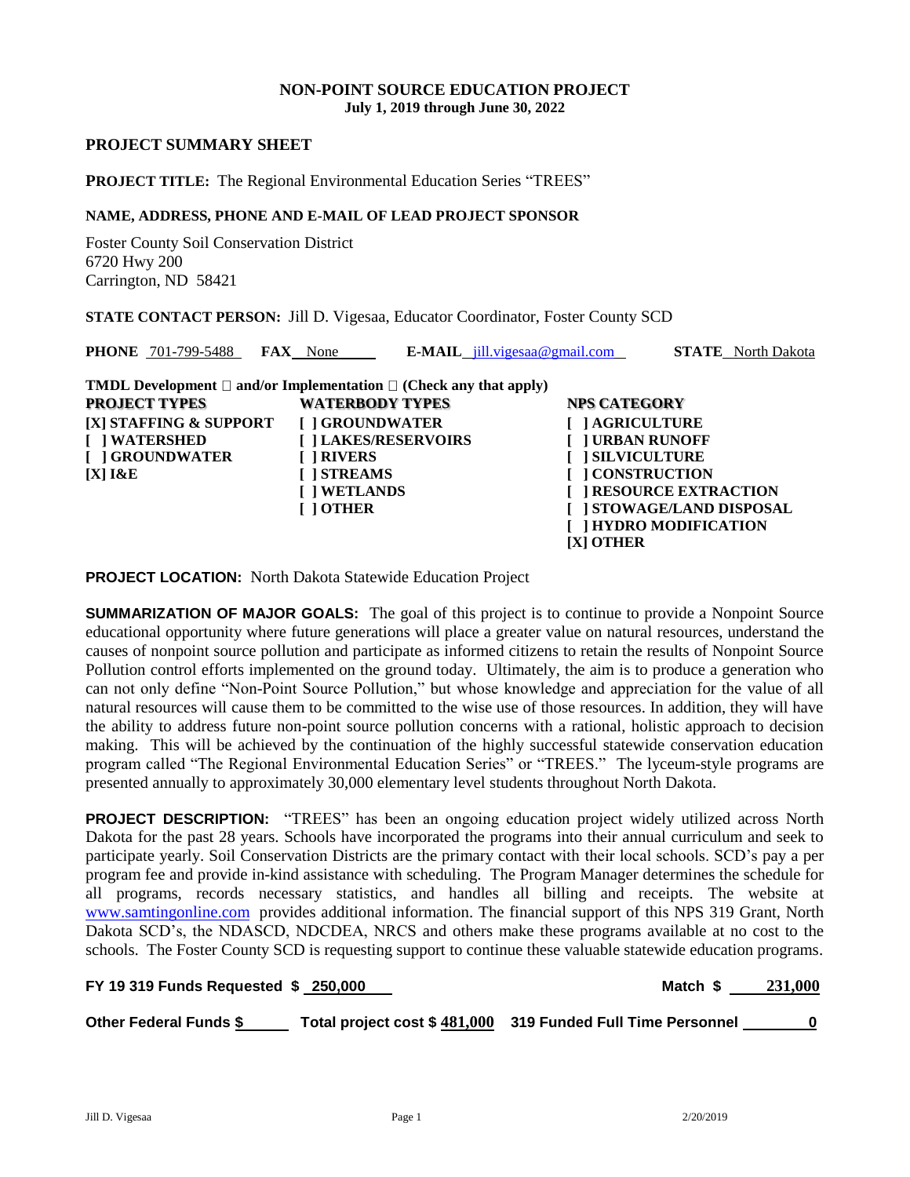# NON-POINT SOURCE EDUCATION PROJECT

**July 1, 2019 through June 30, 2022**

## PROJECT SUMMARY SHEET

**PROJECT TITLE:** The Regional Environmental Education Series "TREES"

**NAME, ADDRESS, PHONE AND E-MAIL OF LEAD PROJECT SPONSOR**

Foster County Soil Conservation District
6720 Hwy 200
Carrington, ND 58421

**STATE CONTACT PERSON:** Jill D. Vigesaa, Educator Coordinator, Foster County SCD

**PHONE** 701-799-5488 **FAX** None **E-MAIL** jill.vigesaa@gmail.com **STATE** North Dakota

**TMDL Development □ and/or Implementation □ (Check any that apply)**

| PROJECT TYPES | WATERBODY TYPES | NPS CATEGORY |
|---|---|---|
| [X] STAFFING & SUPPORT | [ ] GROUNDWATER | [ ] AGRICULTURE |
| [ ] WATERSHED | [ ] LAKES/RESERVOIRS | [ ] URBAN RUNOFF |
| [ ] GROUNDWATER | [ ] RIVERS | [ ] SILVICULTURE |
| [X] I&E | [ ] STREAMS | [ ] CONSTRUCTION |
| | [ ] WETLANDS | [ ] RESOURCE EXTRACTION |
| | [ ] OTHER | [ ] STOWAGE/LAND DISPOSAL |
| | | [ ] HYDRO MODIFICATION |
| | | [X] OTHER |

**PROJECT LOCATION:** North Dakota Statewide Education Project

**SUMMARIZATION OF MAJOR GOALS:** The goal of this project is to continue to provide a Nonpoint Source educational opportunity where future generations will place a greater value on natural resources, understand the causes of nonpoint source pollution and participate as informed citizens to retain the results of Nonpoint Source Pollution control efforts implemented on the ground today. Ultimately, the aim is to produce a generation who can not only define "Non-Point Source Pollution," but whose knowledge and appreciation for the value of all natural resources will cause them to be committed to the wise use of those resources. In addition, they will have the ability to address future non-point source pollution concerns with a rational, holistic approach to decision making. This will be achieved by the continuation of the highly successful statewide conservation education program called "The Regional Environmental Education Series" or "TREES." The lyceum-style programs are presented annually to approximately 30,000 elementary level students throughout North Dakota.

**PROJECT DESCRIPTION:** "TREES" has been an ongoing education project widely utilized across North Dakota for the past 28 years. Schools have incorporated the programs into their annual curriculum and seek to participate yearly. Soil Conservation Districts are the primary contact with their local schools. SCD's pay a per program fee and provide in-kind assistance with scheduling. The Program Manager determines the schedule for all programs, records necessary statistics, and handles all billing and receipts. The website at www.samtingonline.com provides additional information. The financial support of this NPS 319 Grant, North Dakota SCD's, the NDASCD, NDCDEA, NRCS and others make these programs available at no cost to the schools. The Foster County SCD is requesting support to continue these valuable statewide education programs.

**FY 19 319 Funds Requested $ 250,000** **Match $ 231,000**

**Other Federal Funds $** **Total project cost $ 481,000** **319 Funded Full Time Personnel 0**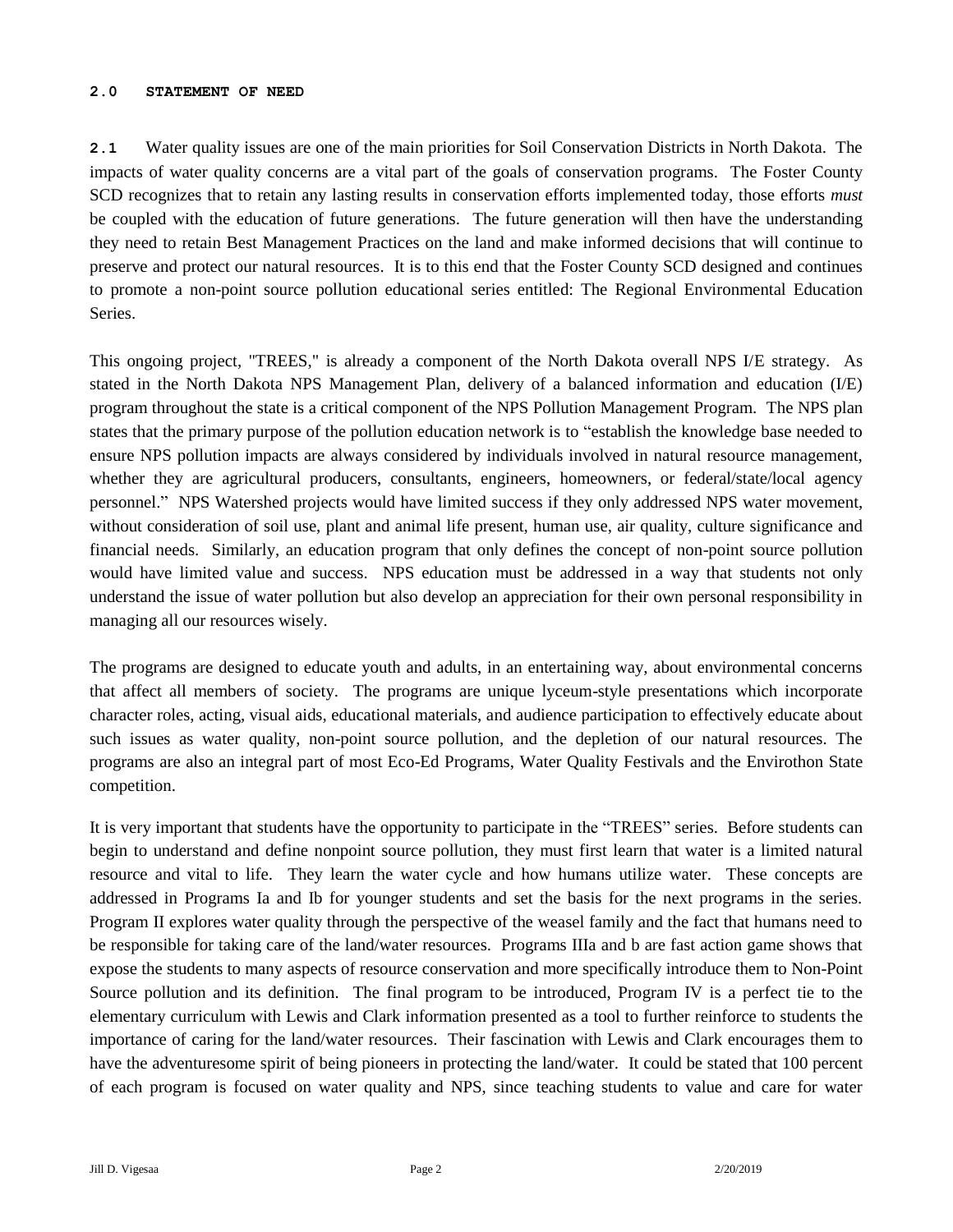## 2.0 STATEMENT OF NEED

**2.1** Water quality issues are one of the main priorities for Soil Conservation Districts in North Dakota. The impacts of water quality concerns are a vital part of the goals of conservation programs. The Foster County SCD recognizes that to retain any lasting results in conservation efforts implemented today, those efforts *must* be coupled with the education of future generations. The future generation will then have the understanding they need to retain Best Management Practices on the land and make informed decisions that will continue to preserve and protect our natural resources. It is to this end that the Foster County SCD designed and continues to promote a non-point source pollution educational series entitled: The Regional Environmental Education Series.

This ongoing project, "TREES," is already a component of the North Dakota overall NPS I/E strategy. As stated in the North Dakota NPS Management Plan, delivery of a balanced information and education (I/E) program throughout the state is a critical component of the NPS Pollution Management Program. The NPS plan states that the primary purpose of the pollution education network is to "establish the knowledge base needed to ensure NPS pollution impacts are always considered by individuals involved in natural resource management, whether they are agricultural producers, consultants, engineers, homeowners, or federal/state/local agency personnel." NPS Watershed projects would have limited success if they only addressed NPS water movement, without consideration of soil use, plant and animal life present, human use, air quality, culture significance and financial needs. Similarly, an education program that only defines the concept of non-point source pollution would have limited value and success. NPS education must be addressed in a way that students not only understand the issue of water pollution but also develop an appreciation for their own personal responsibility in managing all our resources wisely.

The programs are designed to educate youth and adults, in an entertaining way, about environmental concerns that affect all members of society. The programs are unique lyceum-style presentations which incorporate character roles, acting, visual aids, educational materials, and audience participation to effectively educate about such issues as water quality, non-point source pollution, and the depletion of our natural resources. The programs are also an integral part of most Eco-Ed Programs, Water Quality Festivals and the Envirothon State competition.

It is very important that students have the opportunity to participate in the "TREES" series. Before students can begin to understand and define nonpoint source pollution, they must first learn that water is a limited natural resource and vital to life. They learn the water cycle and how humans utilize water. These concepts are addressed in Programs Ia and Ib for younger students and set the basis for the next programs in the series. Program II explores water quality through the perspective of the weasel family and the fact that humans need to be responsible for taking care of the land/water resources. Programs IIIa and b are fast action game shows that expose the students to many aspects of resource conservation and more specifically introduce them to Non-Point Source pollution and its definition. The final program to be introduced, Program IV is a perfect tie to the elementary curriculum with Lewis and Clark information presented as a tool to further reinforce to students the importance of caring for the land/water resources. Their fascination with Lewis and Clark encourages them to have the adventuresome spirit of being pioneers in protecting the land/water. It could be stated that 100 percent of each program is focused on water quality and NPS, since teaching students to value and care for water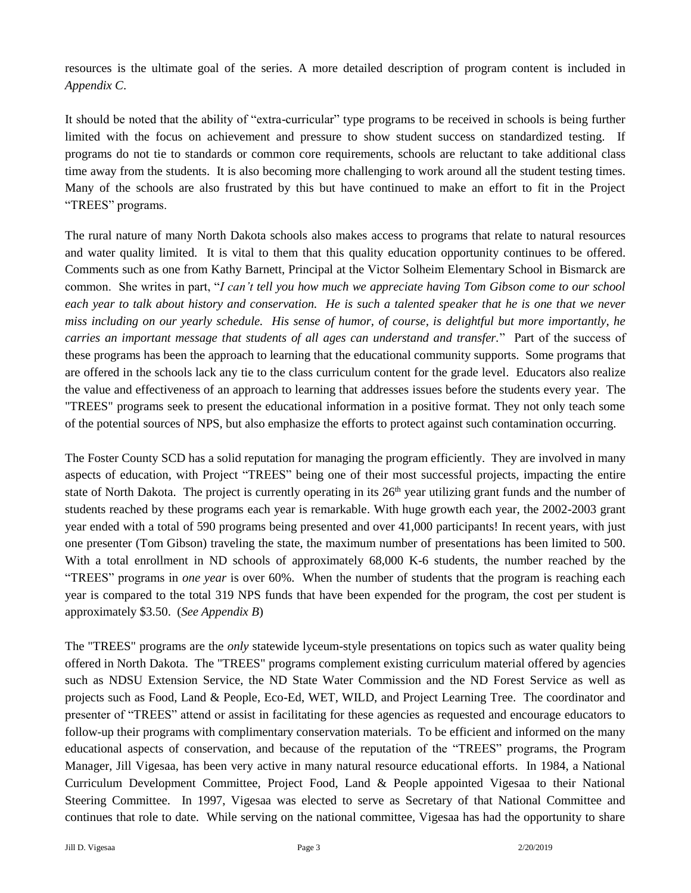resources is the ultimate goal of the series. A more detailed description of program content is included in *Appendix C*.

It should be noted that the ability of "extra-curricular" type programs to be received in schools is being further limited with the focus on achievement and pressure to show student success on standardized testing. If programs do not tie to standards or common core requirements, schools are reluctant to take additional class time away from the students. It is also becoming more challenging to work around all the student testing times. Many of the schools are also frustrated by this but have continued to make an effort to fit in the Project "TREES" programs.

The rural nature of many North Dakota schools also makes access to programs that relate to natural resources and water quality limited. It is vital to them that this quality education opportunity continues to be offered. Comments such as one from Kathy Barnett, Principal at the Victor Solheim Elementary School in Bismarck are common. She writes in part, "*I can't tell you how much we appreciate having Tom Gibson come to our school each year to talk about history and conservation. He is such a talented speaker that he is one that we never miss including on our yearly schedule. His sense of humor, of course, is delightful but more importantly, he carries an important message that students of all ages can understand and transfer.*" Part of the success of these programs has been the approach to learning that the educational community supports. Some programs that are offered in the schools lack any tie to the class curriculum content for the grade level. Educators also realize the value and effectiveness of an approach to learning that addresses issues before the students every year. The "TREES" programs seek to present the educational information in a positive format. They not only teach some of the potential sources of NPS, but also emphasize the efforts to protect against such contamination occurring.

The Foster County SCD has a solid reputation for managing the program efficiently. They are involved in many aspects of education, with Project "TREES" being one of their most successful projects, impacting the entire state of North Dakota. The project is currently operating in its 26th year utilizing grant funds and the number of students reached by these programs each year is remarkable. With huge growth each year, the 2002-2003 grant year ended with a total of 590 programs being presented and over 41,000 participants! In recent years, with just one presenter (Tom Gibson) traveling the state, the maximum number of presentations has been limited to 500. With a total enrollment in ND schools of approximately 68,000 K-6 students, the number reached by the "TREES" programs in *one year* is over 60%. When the number of students that the program is reaching each year is compared to the total 319 NPS funds that have been expended for the program, the cost per student is approximately $3.50. (*See Appendix B*)

The "TREES" programs are the *only* statewide lyceum-style presentations on topics such as water quality being offered in North Dakota. The "TREES" programs complement existing curriculum material offered by agencies such as NDSU Extension Service, the ND State Water Commission and the ND Forest Service as well as projects such as Food, Land & People, Eco-Ed, WET, WILD, and Project Learning Tree. The coordinator and presenter of "TREES" attend or assist in facilitating for these agencies as requested and encourage educators to follow-up their programs with complimentary conservation materials. To be efficient and informed on the many educational aspects of conservation, and because of the reputation of the "TREES" programs, the Program Manager, Jill Vigesaa, has been very active in many natural resource educational efforts. In 1984, a National Curriculum Development Committee, Project Food, Land & People appointed Vigesaa to their National Steering Committee. In 1997, Vigesaa was elected to serve as Secretary of that National Committee and continues that role to date. While serving on the national committee, Vigesaa has had the opportunity to share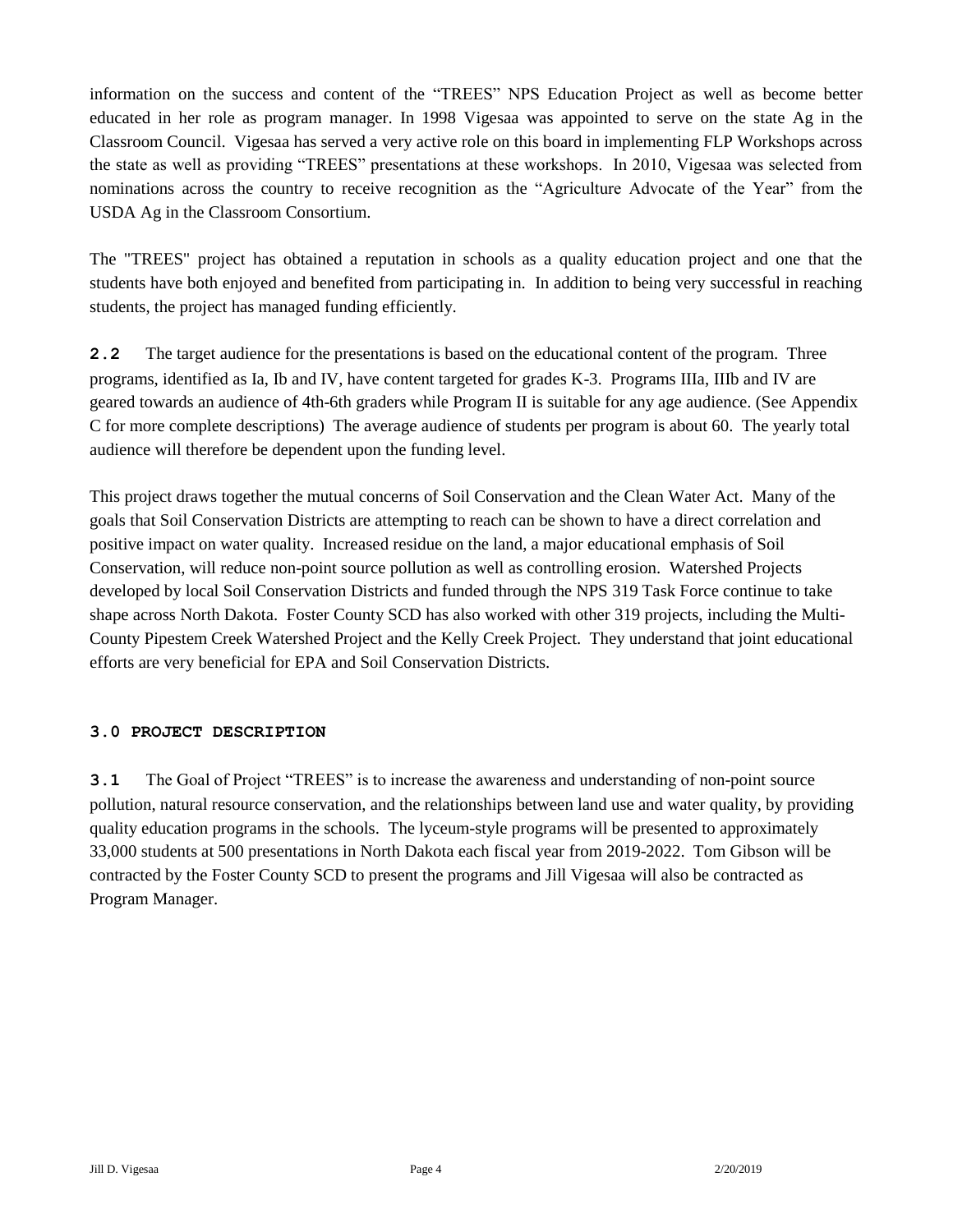information on the success and content of the "TREES" NPS Education Project as well as become better educated in her role as program manager. In 1998 Vigesaa was appointed to serve on the state Ag in the Classroom Council. Vigesaa has served a very active role on this board in implementing FLP Workshops across the state as well as providing "TREES" presentations at these workshops. In 2010, Vigesaa was selected from nominations across the country to receive recognition as the "Agriculture Advocate of the Year" from the USDA Ag in the Classroom Consortium.

The "TREES" project has obtained a reputation in schools as a quality education project and one that the students have both enjoyed and benefited from participating in. In addition to being very successful in reaching students, the project has managed funding efficiently.

**2.2** The target audience for the presentations is based on the educational content of the program. Three programs, identified as Ia, Ib and IV, have content targeted for grades K-3. Programs IIIa, IIIb and IV are geared towards an audience of 4th-6th graders while Program II is suitable for any age audience. (See Appendix C for more complete descriptions) The average audience of students per program is about 60. The yearly total audience will therefore be dependent upon the funding level.

This project draws together the mutual concerns of Soil Conservation and the Clean Water Act. Many of the goals that Soil Conservation Districts are attempting to reach can be shown to have a direct correlation and positive impact on water quality. Increased residue on the land, a major educational emphasis of Soil Conservation, will reduce non-point source pollution as well as controlling erosion. Watershed Projects developed by local Soil Conservation Districts and funded through the NPS 319 Task Force continue to take shape across North Dakota. Foster County SCD has also worked with other 319 projects, including the Multi-County Pipestem Creek Watershed Project and the Kelly Creek Project. They understand that joint educational efforts are very beneficial for EPA and Soil Conservation Districts.

## 3.0 PROJECT DESCRIPTION

**3.1** The Goal of Project "TREES" is to increase the awareness and understanding of non-point source pollution, natural resource conservation, and the relationships between land use and water quality, by providing quality education programs in the schools. The lyceum-style programs will be presented to approximately 33,000 students at 500 presentations in North Dakota each fiscal year from 2019-2022. Tom Gibson will be contracted by the Foster County SCD to present the programs and Jill Vigesaa will also be contracted as Program Manager.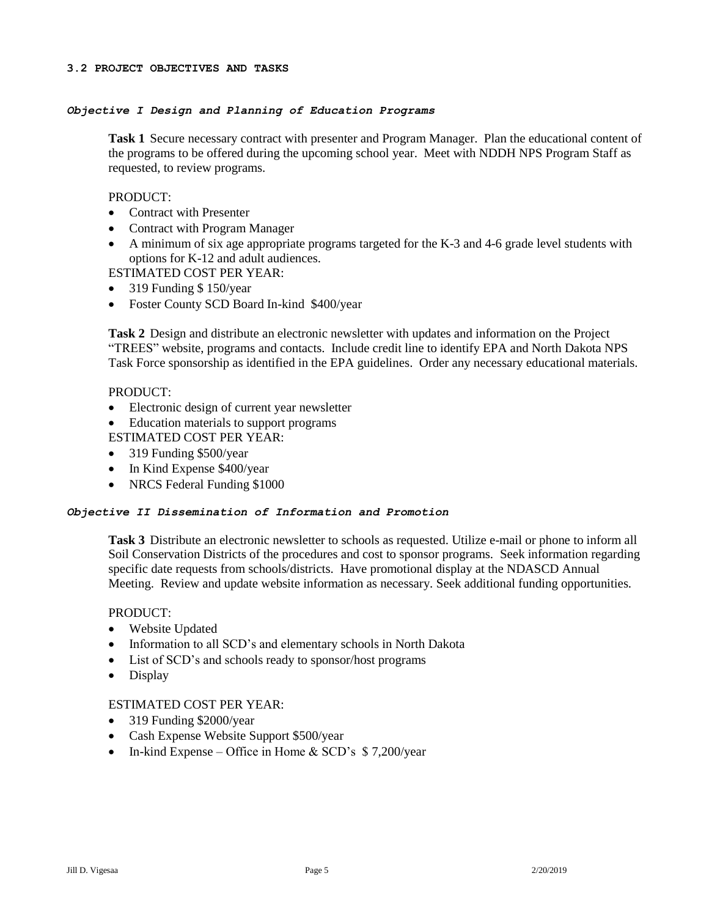### 3.2 PROJECT OBJECTIVES AND TASKS

#### *Objective I Design and Planning of Education Programs*

**Task 1** Secure necessary contract with presenter and Program Manager. Plan the educational content of the programs to be offered during the upcoming school year. Meet with NDDH NPS Program Staff as requested, to review programs.

PRODUCT:

- Contract with Presenter
- Contract with Program Manager
- A minimum of six age appropriate programs targeted for the K-3 and 4-6 grade level students with options for K-12 and adult audiences.

ESTIMATED COST PER YEAR:

- 319 Funding $ 150/year
- Foster County SCD Board In-kind $400/year

**Task 2** Design and distribute an electronic newsletter with updates and information on the Project "TREES" website, programs and contacts. Include credit line to identify EPA and North Dakota NPS Task Force sponsorship as identified in the EPA guidelines. Order any necessary educational materials.

PRODUCT:

- Electronic design of current year newsletter
- Education materials to support programs

ESTIMATED COST PER YEAR:

- 319 Funding $500/year
- In Kind Expense $400/year
- NRCS Federal Funding $1000

#### *Objective II Dissemination of Information and Promotion*

**Task 3** Distribute an electronic newsletter to schools as requested. Utilize e-mail or phone to inform all Soil Conservation Districts of the procedures and cost to sponsor programs. Seek information regarding specific date requests from schools/districts. Have promotional display at the NDASCD Annual Meeting. Review and update website information as necessary. Seek additional funding opportunities.

PRODUCT:

- Website Updated
- Information to all SCD's and elementary schools in North Dakota
- List of SCD's and schools ready to sponsor/host programs
- Display

ESTIMATED COST PER YEAR:

- 319 Funding $2000/year
- Cash Expense Website Support $500/year
- In-kind Expense – Office in Home & SCD's $ 7,200/year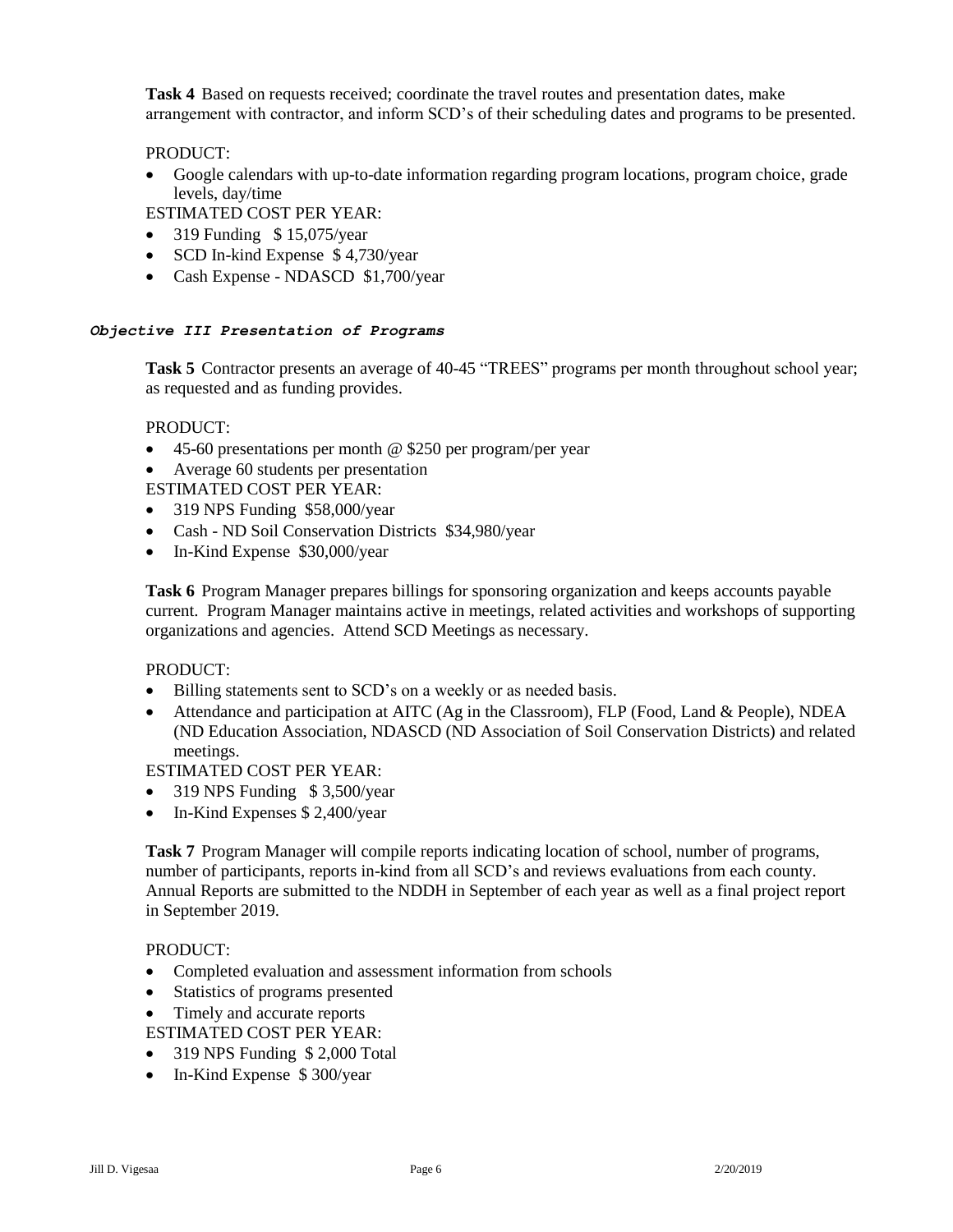**Task 4** Based on requests received; coordinate the travel routes and presentation dates, make arrangement with contractor, and inform SCD's of their scheduling dates and programs to be presented.

PRODUCT:

- Google calendars with up-to-date information regarding program locations, program choice, grade levels, day/time

ESTIMATED COST PER YEAR:

- 319 Funding $ 15,075/year
- SCD In-kind Expense $ 4,730/year
- Cash Expense - NDASCD $1,700/year

***Objective III Presentation of Programs***

**Task 5** Contractor presents an average of 40-45 "TREES" programs per month throughout school year; as requested and as funding provides.

PRODUCT:

- 45-60 presentations per month @ $250 per program/per year
- Average 60 students per presentation

ESTIMATED COST PER YEAR:

- 319 NPS Funding $58,000/year
- Cash - ND Soil Conservation Districts $34,980/year
- In-Kind Expense $30,000/year

**Task 6** Program Manager prepares billings for sponsoring organization and keeps accounts payable current. Program Manager maintains active in meetings, related activities and workshops of supporting organizations and agencies. Attend SCD Meetings as necessary.

PRODUCT:

- Billing statements sent to SCD's on a weekly or as needed basis.
- Attendance and participation at AITC (Ag in the Classroom), FLP (Food, Land & People), NDEA (ND Education Association, NDASCD (ND Association of Soil Conservation Districts) and related meetings.

ESTIMATED COST PER YEAR:

- 319 NPS Funding $ 3,500/year
- In-Kind Expenses $ 2,400/year

**Task 7** Program Manager will compile reports indicating location of school, number of programs, number of participants, reports in-kind from all SCD's and reviews evaluations from each county. Annual Reports are submitted to the NDDH in September of each year as well as a final project report in September 2019.

PRODUCT:

- Completed evaluation and assessment information from schools
- Statistics of programs presented
- Timely and accurate reports

ESTIMATED COST PER YEAR:

- 319 NPS Funding $ 2,000 Total
- In-Kind Expense $ 300/year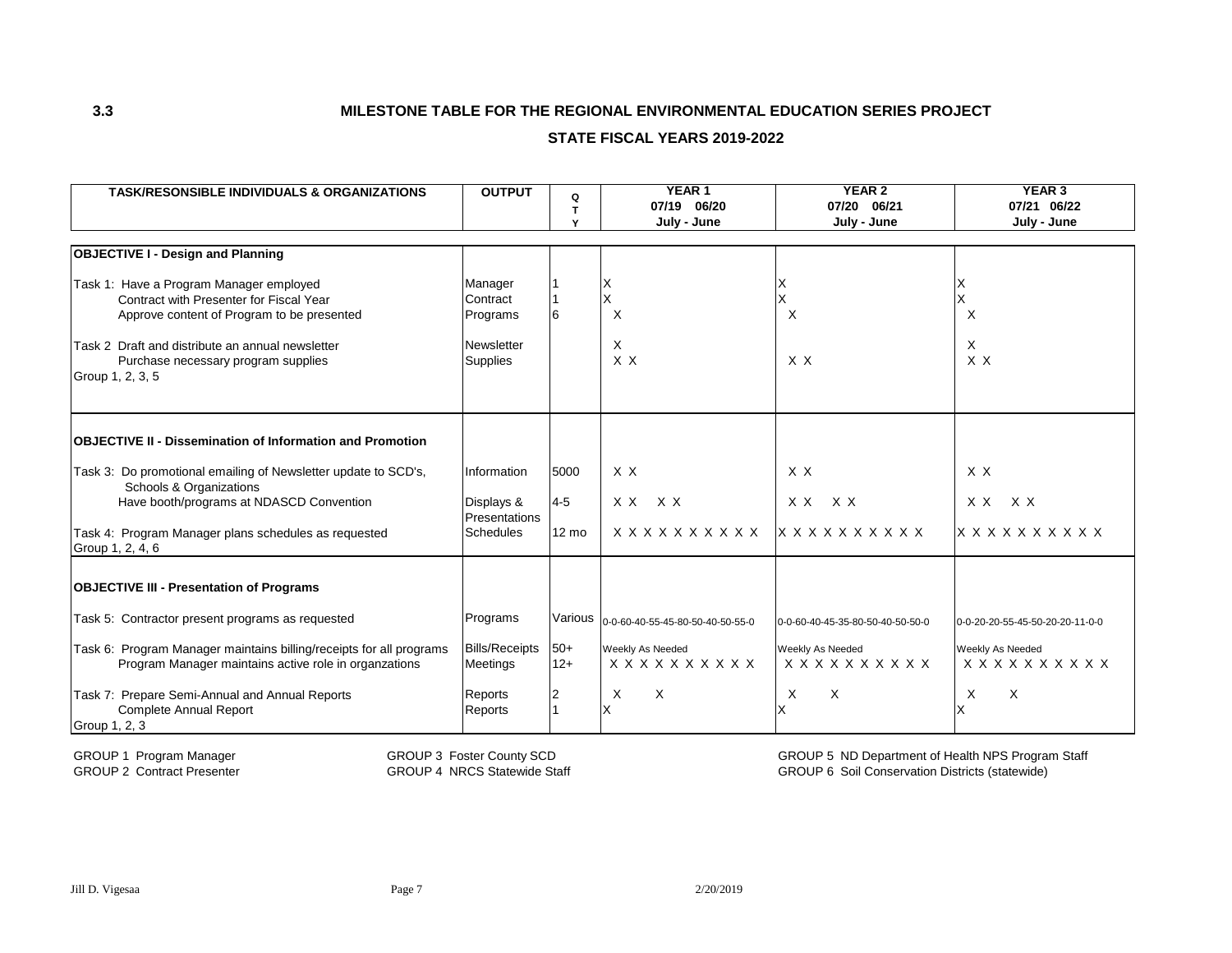**3.3** **MILESTONE TABLE FOR THE REGIONAL ENVIRONMENTAL EDUCATION SERIES PROJECT**

**STATE FISCAL YEARS 2019-2022**

| TASK/RESONSIBLE INDIVIDUALS & ORGANIZATIONS | OUTPUT | QTY | YEAR 1 07/19 06/20 July - June | YEAR 2 07/20 06/21 July - June | YEAR 3 07/21 06/22 July - June |
|---|---|---|---|---|---|
| **OBJECTIVE I - Design and Planning** | | | | | |
| Task 1: Have a Program Manager employed | Manager | 1 | X | X | X |
| Contract with Presenter for Fiscal Year | Contract | 1 | X | X | X |
| Approve content of Program to be presented | Programs | 6 | X | X | X |
| Task 2 Draft and distribute an annual newsletter | Newsletter | | X | | X |
| Purchase necessary program supplies | Supplies | | X X | X X | X X |
| Group 1, 2, 3, 5 | | | | | |
| **OBJECTIVE II - Dissemination of Information and Promotion** | | | | | |
| Task 3: Do promotional emailing of Newsletter update to SCD's, Schools & Organizations | Information | 5000 | X X | X X | X X |
| Have booth/programs at NDASCD Convention | Displays & Presentations | 4-5 | X X X X | X X X X | X X X X |
| Task 4: Program Manager plans schedules as requested | Schedules | 12 mo | X X X X X X X X X X X | X X X X X X X X X X X | X X X X X X X X X X X |
| Group 1, 2, 4, 6 | | | | | |
| **OBJECTIVE III - Presentation of Programs** | | | | | |
| Task 5: Contractor present programs as requested | Programs | Various | 0-0-60-40-55-45-80-50-40-50-55-0 | 0-0-60-40-45-35-80-50-40-50-50-0 | 0-0-20-20-55-45-50-20-20-11-0-0 |
| Task 6: Program Manager maintains billing/receipts for all programs | Bills/Receipts | 50+ | Weekly As Needed | Weekly As Needed | Weekly As Needed |
| Program Manager maintains active role in organzations | Meetings | 12+ | X X X X X X X X X X X | X X X X X X X X X X X | X X X X X X X X X X X |
| Task 7: Prepare Semi-Annual and Annual Reports | Reports | 2 | X X | X X | X X |
| Complete Annual Report | Reports | 1 | X | X | X |
| Group 1, 2, 3 | | | | | |

GROUP 1 Program Manager
GROUP 2 Contract Presenter
GROUP 3 Foster County SCD
GROUP 4 NRCS Statewide Staff
GROUP 5 ND Department of Health NPS Program Staff
GROUP 6 Soil Conservation Districts (statewide)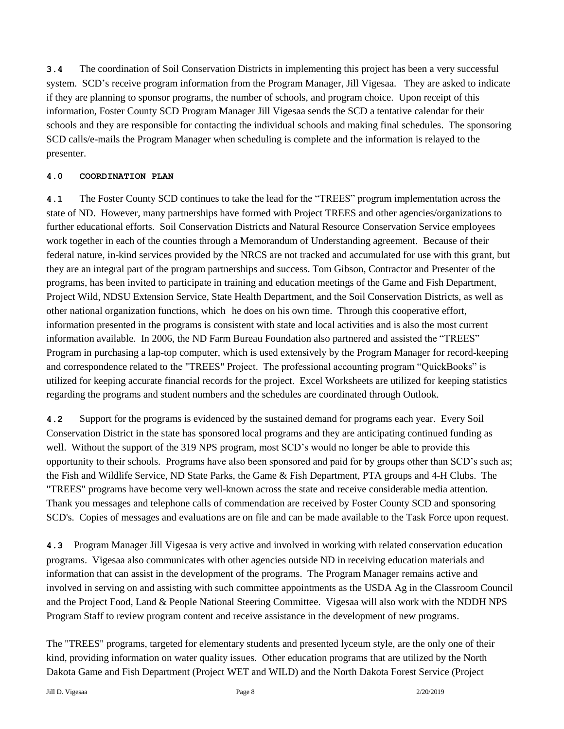**3.4** The coordination of Soil Conservation Districts in implementing this project has been a very successful system. SCD's receive program information from the Program Manager, Jill Vigesaa. They are asked to indicate if they are planning to sponsor programs, the number of schools, and program choice. Upon receipt of this information, Foster County SCD Program Manager Jill Vigesaa sends the SCD a tentative calendar for their schools and they are responsible for contacting the individual schools and making final schedules. The sponsoring SCD calls/e-mails the Program Manager when scheduling is complete and the information is relayed to the presenter.

**4.0 COORDINATION PLAN**

**4.1** The Foster County SCD continues to take the lead for the "TREES" program implementation across the state of ND. However, many partnerships have formed with Project TREES and other agencies/organizations to further educational efforts. Soil Conservation Districts and Natural Resource Conservation Service employees work together in each of the counties through a Memorandum of Understanding agreement. Because of their federal nature, in-kind services provided by the NRCS are not tracked and accumulated for use with this grant, but they are an integral part of the program partnerships and success. Tom Gibson, Contractor and Presenter of the programs, has been invited to participate in training and education meetings of the Game and Fish Department, Project Wild, NDSU Extension Service, State Health Department, and the Soil Conservation Districts, as well as other national organization functions, which he does on his own time. Through this cooperative effort, information presented in the programs is consistent with state and local activities and is also the most current information available. In 2006, the ND Farm Bureau Foundation also partnered and assisted the "TREES" Program in purchasing a lap-top computer, which is used extensively by the Program Manager for record-keeping and correspondence related to the "TREES" Project. The professional accounting program "QuickBooks" is utilized for keeping accurate financial records for the project. Excel Worksheets are utilized for keeping statistics regarding the programs and student numbers and the schedules are coordinated through Outlook.

**4.2** Support for the programs is evidenced by the sustained demand for programs each year. Every Soil Conservation District in the state has sponsored local programs and they are anticipating continued funding as well. Without the support of the 319 NPS program, most SCD's would no longer be able to provide this opportunity to their schools. Programs have also been sponsored and paid for by groups other than SCD's such as; the Fish and Wildlife Service, ND State Parks, the Game & Fish Department, PTA groups and 4-H Clubs. The "TREES" programs have become very well-known across the state and receive considerable media attention. Thank you messages and telephone calls of commendation are received by Foster County SCD and sponsoring SCD's. Copies of messages and evaluations are on file and can be made available to the Task Force upon request.

**4.3** Program Manager Jill Vigesaa is very active and involved in working with related conservation education programs. Vigesaa also communicates with other agencies outside ND in receiving education materials and information that can assist in the development of the programs. The Program Manager remains active and involved in serving on and assisting with such committee appointments as the USDA Ag in the Classroom Council and the Project Food, Land & People National Steering Committee. Vigesaa will also work with the NDDH NPS Program Staff to review program content and receive assistance in the development of new programs.

The "TREES" programs, targeted for elementary students and presented lyceum style, are the only one of their kind, providing information on water quality issues. Other education programs that are utilized by the North Dakota Game and Fish Department (Project WET and WILD) and the North Dakota Forest Service (Project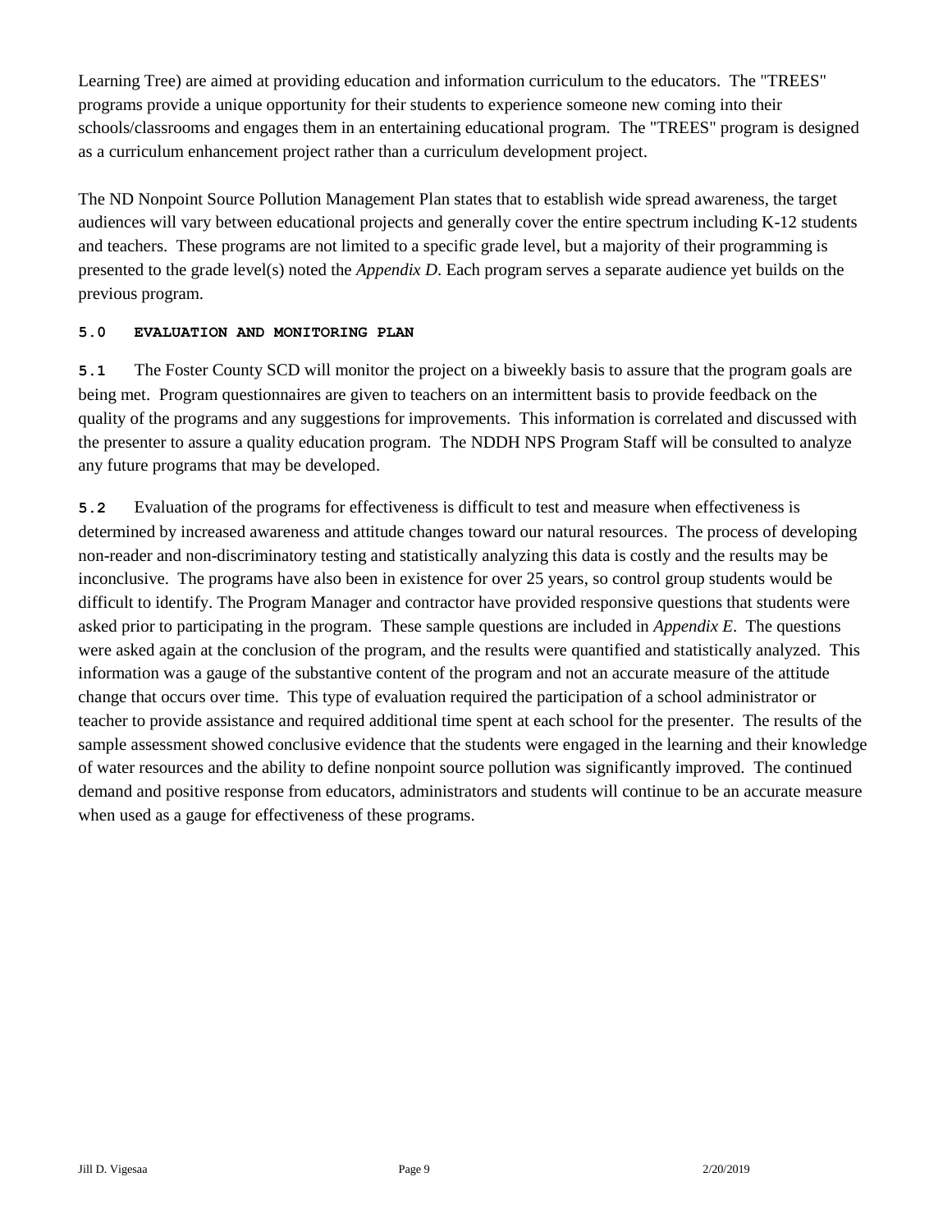Learning Tree) are aimed at providing education and information curriculum to the educators. The "TREES" programs provide a unique opportunity for their students to experience someone new coming into their schools/classrooms and engages them in an entertaining educational program. The "TREES" program is designed as a curriculum enhancement project rather than a curriculum development project.

The ND Nonpoint Source Pollution Management Plan states that to establish wide spread awareness, the target audiences will vary between educational projects and generally cover the entire spectrum including K-12 students and teachers. These programs are not limited to a specific grade level, but a majority of their programming is presented to the grade level(s) noted the *Appendix D*. Each program serves a separate audience yet builds on the previous program.

## 5.0 EVALUATION AND MONITORING PLAN

**5.1** The Foster County SCD will monitor the project on a biweekly basis to assure that the program goals are being met. Program questionnaires are given to teachers on an intermittent basis to provide feedback on the quality of the programs and any suggestions for improvements. This information is correlated and discussed with the presenter to assure a quality education program. The NDDH NPS Program Staff will be consulted to analyze any future programs that may be developed.

**5.2** Evaluation of the programs for effectiveness is difficult to test and measure when effectiveness is determined by increased awareness and attitude changes toward our natural resources. The process of developing non-reader and non-discriminatory testing and statistically analyzing this data is costly and the results may be inconclusive. The programs have also been in existence for over 25 years, so control group students would be difficult to identify. The Program Manager and contractor have provided responsive questions that students were asked prior to participating in the program. These sample questions are included in *Appendix E*. The questions were asked again at the conclusion of the program, and the results were quantified and statistically analyzed. This information was a gauge of the substantive content of the program and not an accurate measure of the attitude change that occurs over time. This type of evaluation required the participation of a school administrator or teacher to provide assistance and required additional time spent at each school for the presenter. The results of the sample assessment showed conclusive evidence that the students were engaged in the learning and their knowledge of water resources and the ability to define nonpoint source pollution was significantly improved. The continued demand and positive response from educators, administrators and students will continue to be an accurate measure when used as a gauge for effectiveness of these programs.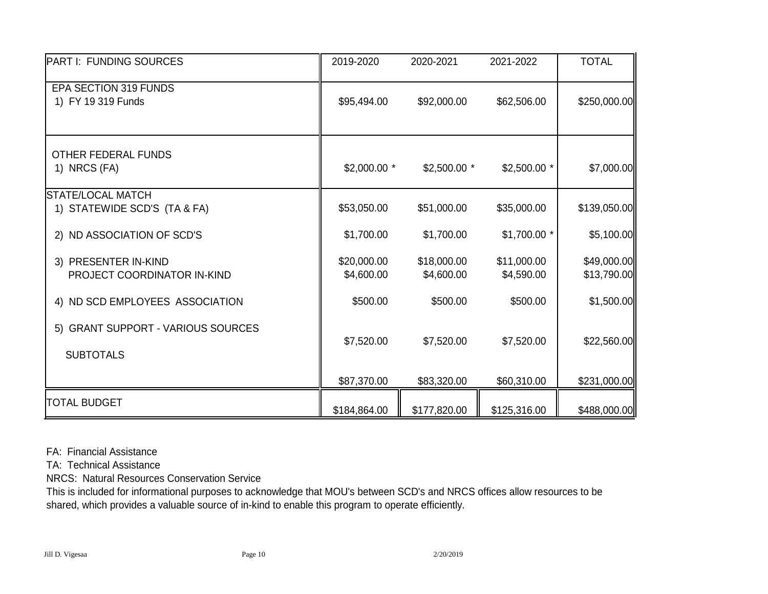| PART I: FUNDING SOURCES | 2019-2020 | 2020-2021 | 2021-2022 | TOTAL |
|---|---|---|---|---|
| EPA SECTION 319 FUNDS | | | | |
| 1) FY 19 319 Funds | $95,494.00 | $92,000.00 | $62,506.00 | $250,000.00 |
| OTHER FEDERAL FUNDS | | | | |
| 1) NRCS (FA) | $2,000.00 * | $2,500.00 * | $2,500.00 * | $7,000.00 |
| STATE/LOCAL MATCH | | | | |
| 1) STATEWIDE SCD'S (TA & FA) | $53,050.00 | $51,000.00 | $35,000.00 | $139,050.00 |
| 2) ND ASSOCIATION OF SCD'S | $1,700.00 | $1,700.00 | $1,700.00 * | $5,100.00 |
| 3) PRESENTER IN-KIND | $20,000.00 | $18,000.00 | $11,000.00 | $49,000.00 |
| PROJECT COORDINATOR IN-KIND | $4,600.00 | $4,600.00 | $4,590.00 | $13,790.00 |
| 4) ND SCD EMPLOYEES ASSOCIATION | $500.00 | $500.00 | $500.00 | $1,500.00 |
| 5) GRANT SUPPORT - VARIOUS SOURCES | $7,520.00 | $7,520.00 | $7,520.00 | $22,560.00 |
| SUBTOTALS | $87,370.00 | $83,320.00 | $60,310.00 | $231,000.00 |
| TOTAL BUDGET | $184,864.00 | $177,820.00 | $125,316.00 | $488,000.00 |

FA: Financial Assistance

TA: Technical Assistance

NRCS: Natural Resources Conservation Service

This is included for informational purposes to acknowledge that MOU's between SCD's and NRCS offices allow resources to be shared, which provides a valuable source of in-kind to enable this program to operate efficiently.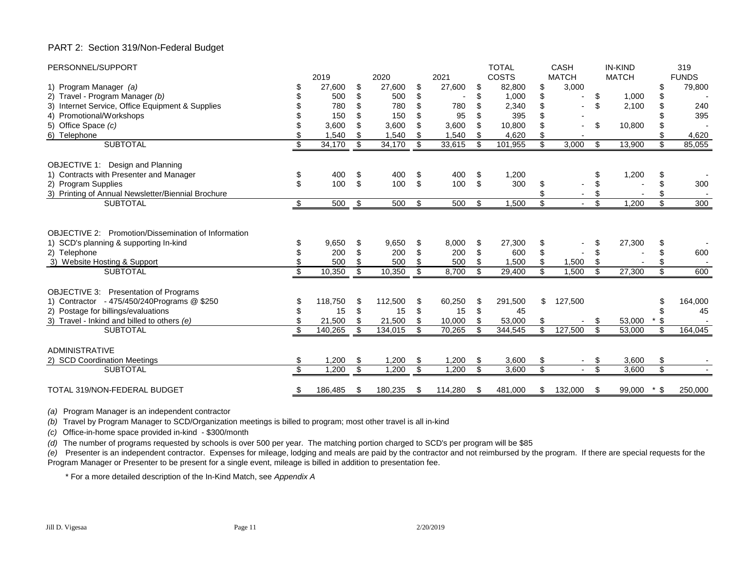PART 2: Section 319/Non-Federal Budget

| PERSONNEL/SUPPORT | 2019 | 2020 | 2021 | TOTAL COSTS | CASH MATCH | IN-KIND MATCH | 319 FUNDS |
|---|---|---|---|---|---|---|---|
| 1) Program Manager *(a)* | $ 27,600 | $ 27,600 | $ 27,600 | $ 82,800 | $ 3,000 | | $ 79,800 |
| 2) Travel - Program Manager *(b)* | $ 500 | $ 500 | $ - | $ 1,000 | $ - | $ 1,000 | $ - |
| 3) Internet Service, Office Equipment & Supplies | $ 780 | $ 780 | $ 780 | $ 2,340 | $ - | $ 2,100 | $ 240 |
| 4) Promotional/Workshops | $ 150 | $ 150 | $ 95 | $ 395 | $ - | | $ 395 |
| 5) Office Space *(c)* | $ 3,600 | $ 3,600 | $ 3,600 | $ 10,800 | $ - | $ 10,800 | $ - |
| 6) Telephone | $ 1,540 | $ 1,540 | $ 1,540 | $ 4,620 | $ - | | $ 4,620 |
| SUBTOTAL | $ 34,170 | $ 34,170 | $ 33,615 | $ 101,955 | $ 3,000 | $ 13,900 | $ 85,055 |
| **OBJECTIVE 1: Design and Planning** | | | | | | | |
| 1) Contracts with Presenter and Manager | $ 400 | $ 400 | $ 400 | $ 1,200 | | $ 1,200 | $ - |
| 2) Program Supplies | $ 100 | $ 100 | $ 100 | $ 300 | $ - | $ - | $ 300 |
| 3) Printing of Annual Newsletter/Biennial Brochure | | | | | $ - | $ - | $ - |
| SUBTOTAL | $ 500 | $ 500 | $ 500 | $ 1,500 | $ - | $ 1,200 | $ 300 |
| **OBJECTIVE 2: Promotion/Dissemination of Information** | | | | | | | |
| 1) SCD's planning & supporting In-kind | $ 9,650 | $ 9,650 | $ 8,000 | $ 27,300 | $ - | $ 27,300 | $ - |
| 2) Telephone | $ 200 | $ 200 | $ 200 | $ 600 | $ - | $ - | $ 600 |
| 3) Website Hosting & Support | $ 500 | $ 500 | $ 500 | $ 1,500 | $ 1,500 | $ - | $ - |
| SUBTOTAL | $ 10,350 | $ 10,350 | $ 8,700 | $ 29,400 | $ 1,500 | $ 27,300 | $ 600 |
| **OBJECTIVE 3: Presentation of Programs** | | | | | | | |
| 1) Contractor - 475/450/240Programs @ $250 | $ 118,750 | $ 112,500 | $ 60,250 | $ 291,500 | $ 127,500 | | $ 164,000 |
| 2) Postage for billings/evaluations | $ 15 | $ 15 | $ 15 | $ 45 | | | $ 45 |
| 3) Travel - Inkind and billed to others *(e)* | $ 21,500 | $ 21,500 | $ 10,000 | $ 53,000 | $ - | $ 53,000 * | $ - |
| SUBTOTAL | $ 140,265 | $ 134,015 | $ 70,265 | $ 344,545 | $ 127,500 | $ 53,000 | $ 164,045 |
| **ADMINISTRATIVE** | | | | | | | |
| 2) SCD Coordination Meetings | $ 1,200 | $ 1,200 | $ 1,200 | $ 3,600 | $ - | $ 3,600 | $ - |
| SUBTOTAL | $ 1,200 | $ 1,200 | $ 1,200 | $ 3,600 | $ - | $ 3,600 | $ - |
| TOTAL 319/NON-FEDERAL BUDGET | $ 186,485 | $ 180,235 | $ 114,280 | $ 481,000 | $ 132,000 | $ 99,000 * | $ 250,000 |

*(a)* Program Manager is an independent contractor

*(b)* Travel by Program Manager to SCD/Organization meetings is billed to program; most other travel is all in-kind

*(c)* Office-in-home space provided in-kind - $300/month

*(d)* The number of programs requested by schools is over 500 per year. The matching portion charged to SCD's per program will be $85

*(e)* Presenter is an independent contractor. Expenses for mileage, lodging and meals are paid by the contractor and not reimbursed by the program. If there are special requests for the Program Manager or Presenter to be present for a single event, mileage is billed in addition to presentation fee.

\* For a more detailed description of the In-Kind Match, see *Appendix A*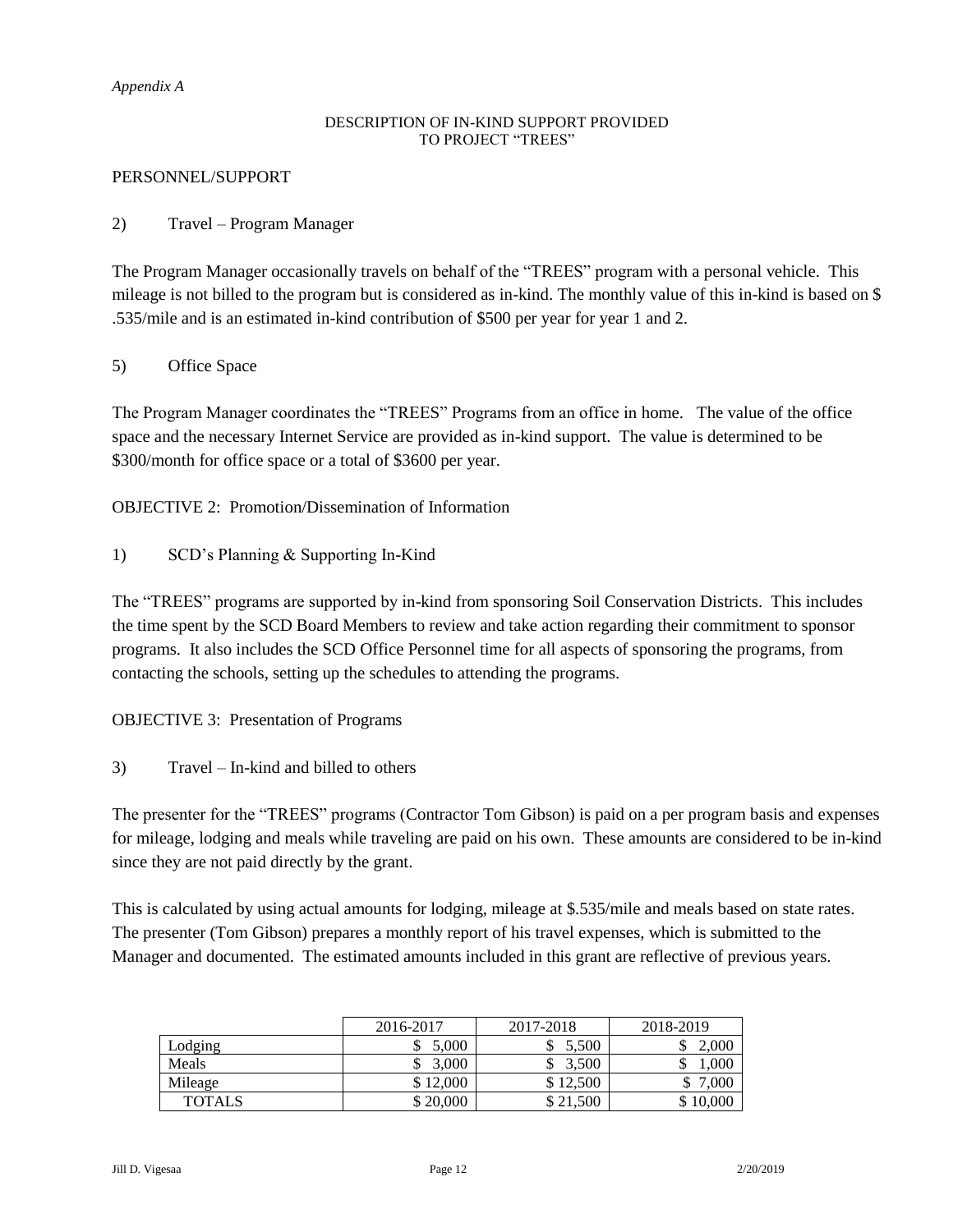*Appendix A*

DESCRIPTION OF IN-KIND SUPPORT PROVIDED
TO PROJECT "TREES"

PERSONNEL/SUPPORT

2) Travel – Program Manager

The Program Manager occasionally travels on behalf of the "TREES" program with a personal vehicle. This mileage is not billed to the program but is considered as in-kind. The monthly value of this in-kind is based on $ .535/mile and is an estimated in-kind contribution of $500 per year for year 1 and 2.

5) Office Space

The Program Manager coordinates the "TREES" Programs from an office in home. The value of the office space and the necessary Internet Service are provided as in-kind support. The value is determined to be $300/month for office space or a total of $3600 per year.

OBJECTIVE 2: Promotion/Dissemination of Information

1) SCD's Planning & Supporting In-Kind

The "TREES" programs are supported by in-kind from sponsoring Soil Conservation Districts. This includes the time spent by the SCD Board Members to review and take action regarding their commitment to sponsor programs. It also includes the SCD Office Personnel time for all aspects of sponsoring the programs, from contacting the schools, setting up the schedules to attending the programs.

OBJECTIVE 3: Presentation of Programs

3) Travel – In-kind and billed to others

The presenter for the "TREES" programs (Contractor Tom Gibson) is paid on a per program basis and expenses for mileage, lodging and meals while traveling are paid on his own. These amounts are considered to be in-kind since they are not paid directly by the grant.

This is calculated by using actual amounts for lodging, mileage at $.535/mile and meals based on state rates. The presenter (Tom Gibson) prepares a monthly report of his travel expenses, which is submitted to the Manager and documented. The estimated amounts included in this grant are reflective of previous years.

| | 2016-2017 | 2017-2018 | 2018-2019 |
|---|---|---|---|
| Lodging | $ 5,000 | $ 5,500 | $ 2,000 |
| Meals | $ 3,000 | $ 3,500 | $ 1,000 |
| Mileage | $ 12,000 | $ 12,500 | $ 7,000 |
| TOTALS | $ 20,000 | $ 21,500 | $ 10,000 |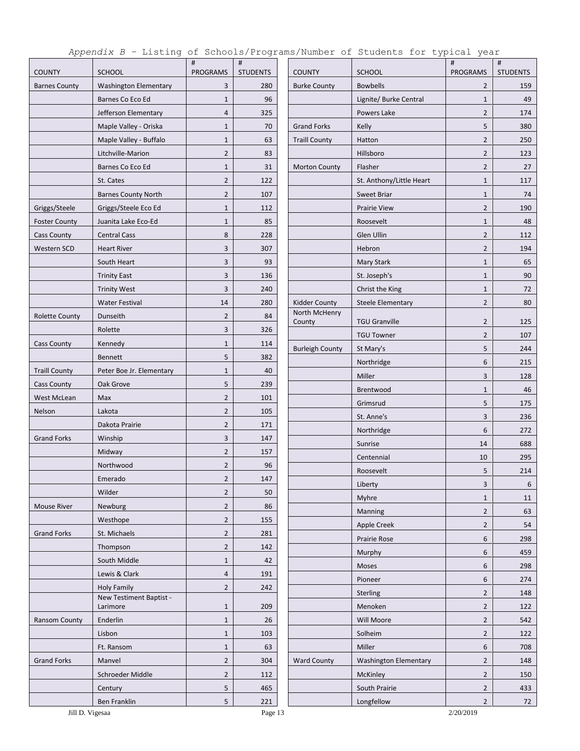*Appendix B – Listing of Schools/Programs/Number of Students for typical year*

| COUNTY | SCHOOL | # PROGRAMS | # STUDENTS |
|---|---|---|---|
| Barnes County | Washington Elementary | 3 | 280 |
| | Barnes Co Eco Ed | 1 | 96 |
| | Jefferson Elementary | 4 | 325 |
| | Maple Valley - Oriska | 1 | 70 |
| | Maple Valley - Buffalo | 1 | 63 |
| | Litchville-Marion | 2 | 83 |
| | Barnes Co Eco Ed | 1 | 31 |
| | St. Cates | 2 | 122 |
| | Barnes County North | 2 | 107 |
| Griggs/Steele | Griggs/Steele Eco Ed | 1 | 112 |
| Foster County | Juanita Lake Eco-Ed | 1 | 85 |
| Cass County | Central Cass | 8 | 228 |
| Western SCD | Heart River | 3 | 307 |
| | South Heart | 3 | 93 |
| | Trinity East | 3 | 136 |
| | Trinity West | 3 | 240 |
| | Water Festival | 14 | 280 |
| Rolette County | Dunseith | 2 | 84 |
| | Rolette | 3 | 326 |
| Cass County | Kennedy | 1 | 114 |
| | Bennett | 5 | 382 |
| Traill County | Peter Boe Jr. Elementary | 1 | 40 |
| Cass County | Oak Grove | 5 | 239 |
| West McLean | Max | 2 | 101 |
| Nelson | Lakota | 2 | 105 |
| | Dakota Prairie | 2 | 171 |
| Grand Forks | Winship | 3 | 147 |
| | Midway | 2 | 157 |
| | Northwood | 2 | 96 |
| | Emerado | 2 | 147 |
| | Wilder | 2 | 50 |
| Mouse River | Newburg | 2 | 86 |
| | Westhope | 2 | 155 |
| Grand Forks | St. Michaels | 2 | 281 |
| | Thompson | 2 | 142 |
| | South Middle | 1 | 42 |
| | Lewis & Clark | 4 | 191 |
| | Holy Family | 2 | 242 |
| | New Testament Baptist - Larimore | 1 | 209 |
| Ransom County | Enderlin | 1 | 26 |
| | Lisbon | 1 | 103 |
| | Ft. Ransom | 1 | 63 |
| Grand Forks | Manvel | 2 | 304 |
| | Schroeder Middle | 2 | 112 |
| | Century | 5 | 465 |
| | Ben Franklin | 5 | 221 |

| COUNTY | SCHOOL | # PROGRAMS | # STUDENTS |
|---|---|---|---|
| Burke County | Bowbells | 2 | 159 |
| | Lignite/ Burke Central | 1 | 49 |
| | Powers Lake | 2 | 174 |
| Grand Forks | Kelly | 5 | 380 |
| Traill County | Hatton | 2 | 250 |
| | Hillsboro | 2 | 123 |
| Morton County | Flasher | 2 | 27 |
| | St. Anthony/Little Heart | 1 | 117 |
| | Sweet Briar | 1 | 74 |
| | Prairie View | 2 | 190 |
| | Roosevelt | 1 | 48 |
| | Glen Ullin | 2 | 112 |
| | Hebron | 2 | 194 |
| | Mary Stark | 1 | 65 |
| | St. Joseph's | 1 | 90 |
| | Christ the King | 1 | 72 |
| Kidder County | Steele Elementary | 2 | 80 |
| North McHenry County | TGU Granville | 2 | 125 |
| | TGU Towner | 2 | 107 |
| Burleigh County | St Mary's | 5 | 244 |
| | Northridge | 6 | 215 |
| | Miller | 3 | 128 |
| | Brentwood | 1 | 46 |
| | Grimsrud | 5 | 175 |
| | St. Anne's | 3 | 236 |
| | Northridge | 6 | 272 |
| | Sunrise | 14 | 688 |
| | Centennial | 10 | 295 |
| | Roosevelt | 5 | 214 |
| | Liberty | 3 | 6 |
| | Myhre | 1 | 11 |
| | Manning | 2 | 63 |
| | Apple Creek | 2 | 54 |
| | Prairie Rose | 6 | 298 |
| | Murphy | 6 | 459 |
| | Moses | 6 | 298 |
| | Pioneer | 6 | 274 |
| | Sterling | 2 | 148 |
| | Menoken | 2 | 122 |
| | Will Moore | 2 | 542 |
| | Solheim | 2 | 122 |
| | Miller | 6 | 708 |
| Ward County | Washington Elementary | 2 | 148 |
| | McKinley | 2 | 150 |
| | South Prairie | 2 | 433 |
| | Longfellow | 2 | 72 |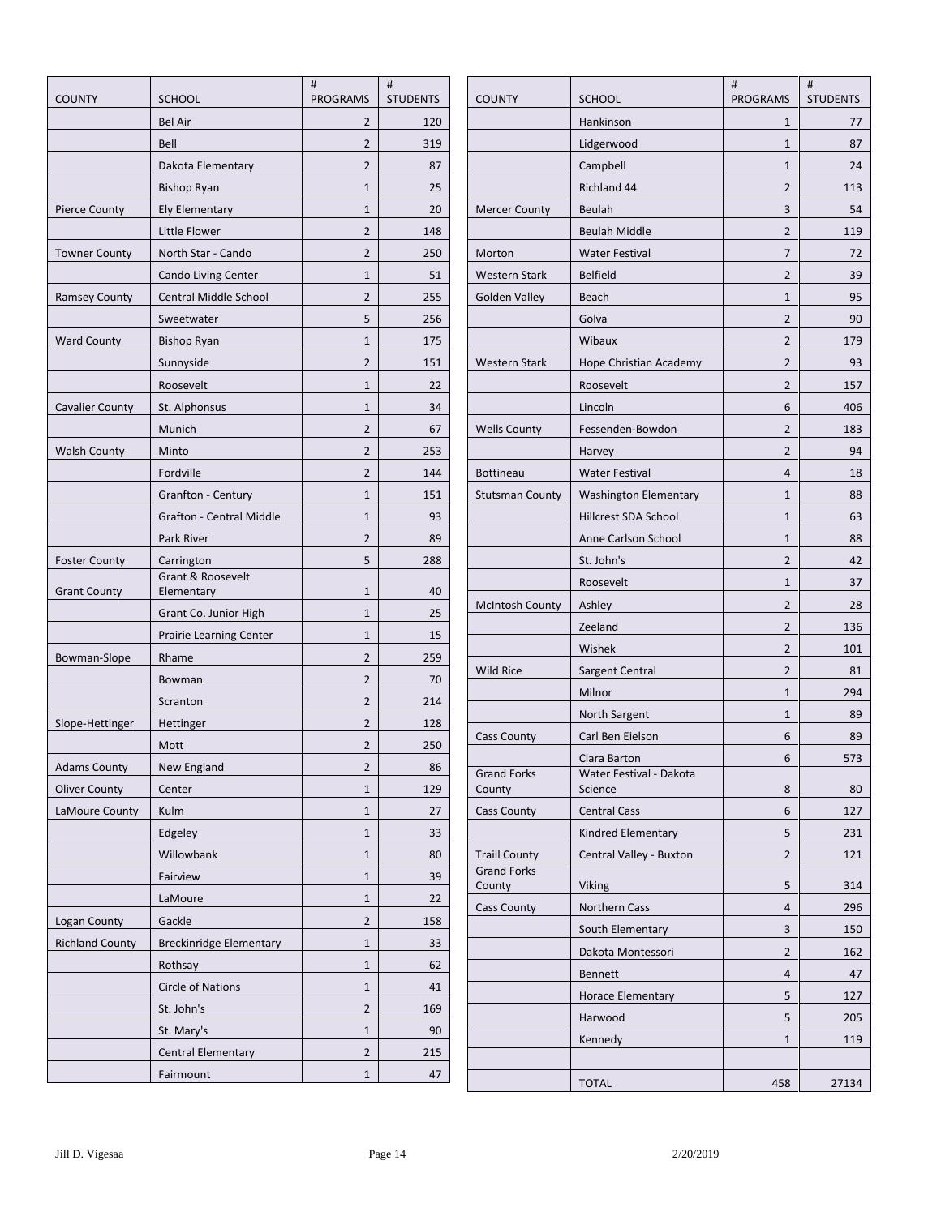| COUNTY | SCHOOL | # PROGRAMS | # STUDENTS |
|---|---|---|---|
| | Bel Air | 2 | 120 |
| | Bell | 2 | 319 |
| | Dakota Elementary | 2 | 87 |
| | Bishop Ryan | 1 | 25 |
| Pierce County | Ely Elementary | 1 | 20 |
| | Little Flower | 2 | 148 |
| Towner County | North Star - Cando | 2 | 250 |
| | Cando Living Center | 1 | 51 |
| Ramsey County | Central Middle School | 2 | 255 |
| | Sweetwater | 5 | 256 |
| Ward County | Bishop Ryan | 1 | 175 |
| | Sunnyside | 2 | 151 |
| | Roosevelt | 1 | 22 |
| Cavalier County | St. Alphonsus | 1 | 34 |
| | Munich | 2 | 67 |
| Walsh County | Minto | 2 | 253 |
| | Fordville | 2 | 144 |
| | Granfton - Century | 1 | 151 |
| | Grafton - Central Middle | 1 | 93 |
| | Park River | 2 | 89 |
| Foster County | Carrington | 5 | 288 |
| Grant County | Grant & Roosevelt Elementary | 1 | 40 |
| | Grant Co. Junior High | 1 | 25 |
| | Prairie Learning Center | 1 | 15 |
| Bowman-Slope | Rhame | 2 | 259 |
| | Bowman | 2 | 70 |
| | Scranton | 2 | 214 |
| Slope-Hettinger | Hettinger | 2 | 128 |
| | Mott | 2 | 250 |
| Adams County | New England | 2 | 86 |
| Oliver County | Center | 1 | 129 |
| LaMoure County | Kulm | 1 | 27 |
| | Edgeley | 1 | 33 |
| | Willowbank | 1 | 80 |
| | Fairview | 1 | 39 |
| | LaMoure | 1 | 22 |
| Logan County | Gackle | 2 | 158 |
| Richland County | Breckinridge Elementary | 1 | 33 |
| | Rothsay | 1 | 62 |
| | Circle of Nations | 1 | 41 |
| | St. John's | 2 | 169 |
| | St. Mary's | 1 | 90 |
| | Central Elementary | 2 | 215 |
| | Fairmount | 1 | 47 |
| | Hankinson | 1 | 77 |
| | Lidgerwood | 1 | 87 |
| | Campbell | 1 | 24 |
| | Richland 44 | 2 | 113 |
| Mercer County | Beulah | 3 | 54 |
| | Beulah Middle | 2 | 119 |
| Morton | Water Festival | 7 | 72 |
| Western Stark | Belfield | 2 | 39 |
| Golden Valley | Beach | 1 | 95 |
| | Golva | 2 | 90 |
| | Wibaux | 2 | 179 |
| Western Stark | Hope Christian Academy | 2 | 93 |
| | Roosevelt | 2 | 157 |
| | Lincoln | 6 | 406 |
| Wells County | Fessenden-Bowdon | 2 | 183 |
| | Harvey | 2 | 94 |
| Bottineau | Water Festival | 4 | 18 |
| Stutsman County | Washington Elementary | 1 | 88 |
| | Hillcrest SDA School | 1 | 63 |
| | Anne Carlson School | 1 | 88 |
| | St. John's | 2 | 42 |
| | Roosevelt | 1 | 37 |
| McIntosh County | Ashley | 2 | 28 |
| | Zeeland | 2 | 136 |
| | Wishek | 2 | 101 |
| Wild Rice | Sargent Central | 2 | 81 |
| | Milnor | 1 | 294 |
| | North Sargent | 1 | 89 |
| Cass County | Carl Ben Eielson | 6 | 89 |
| | Clara Barton | 6 | 573 |
| Grand Forks County | Water Festival - Dakota Science | 8 | 80 |
| Cass County | Central Cass | 6 | 127 |
| | Kindred Elementary | 5 | 231 |
| Traill County | Central Valley - Buxton | 2 | 121 |
| Grand Forks County | Viking | 5 | 314 |
| Cass County | Northern Cass | 4 | 296 |
| | South Elementary | 3 | 150 |
| | Dakota Montessori | 2 | 162 |
| | Bennett | 4 | 47 |
| | Horace Elementary | 5 | 127 |
| | Harwood | 5 | 205 |
| | Kennedy | 1 | 119 |
| | | | |
| | TOTAL | 458 | 27134 |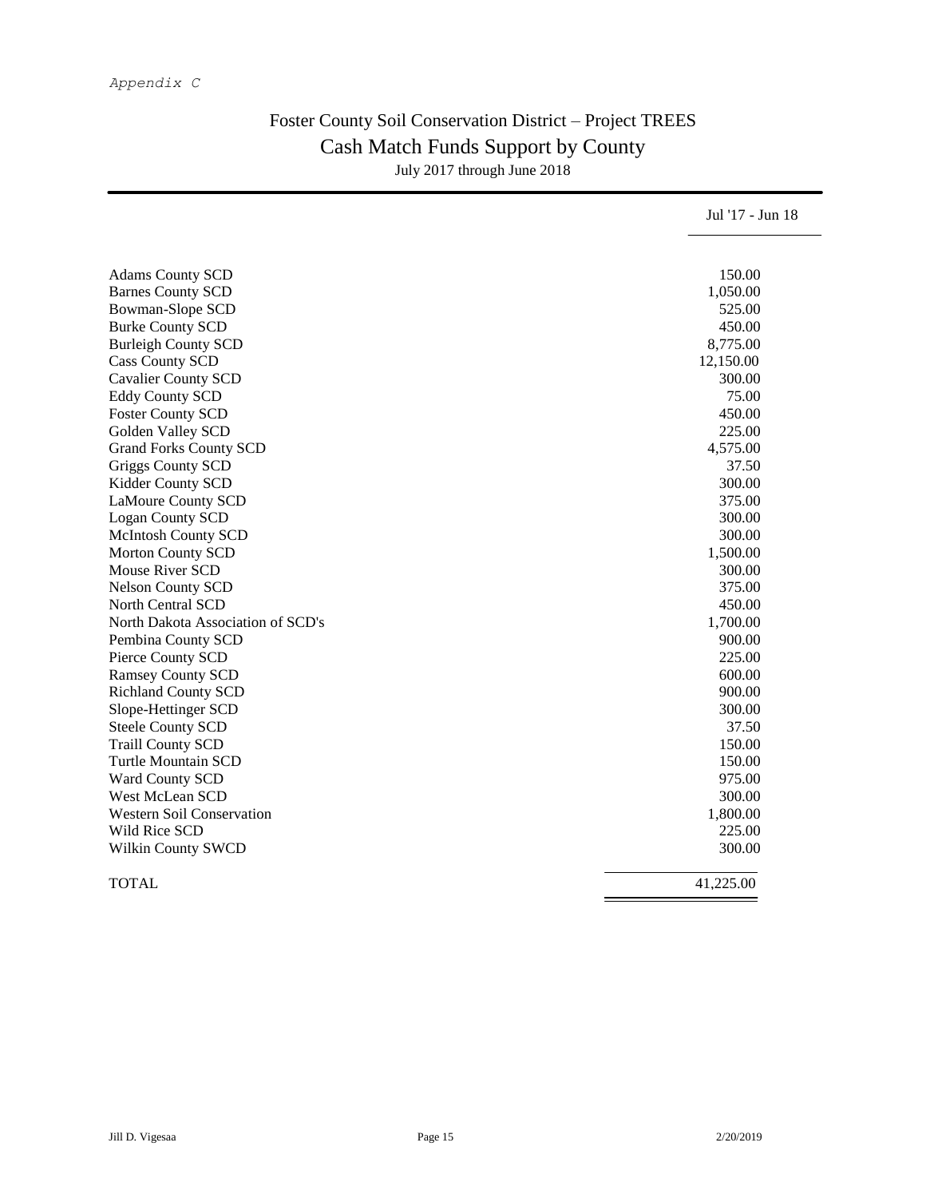*Appendix C*

# Foster County Soil Conservation District – Project TREES

## Cash Match Funds Support by County

July 2017 through June 2018

| | Jul '17 - Jun 18 |
|---|---|
| Adams County SCD | 150.00 |
| Barnes County SCD | 1,050.00 |
| Bowman-Slope SCD | 525.00 |
| Burke County SCD | 450.00 |
| Burleigh County SCD | 8,775.00 |
| Cass County SCD | 12,150.00 |
| Cavalier County SCD | 300.00 |
| Eddy County SCD | 75.00 |
| Foster County SCD | 450.00 |
| Golden Valley SCD | 225.00 |
| Grand Forks County SCD | 4,575.00 |
| Griggs County SCD | 37.50 |
| Kidder County SCD | 300.00 |
| LaMoure County SCD | 375.00 |
| Logan County SCD | 300.00 |
| McIntosh County SCD | 300.00 |
| Morton County SCD | 1,500.00 |
| Mouse River SCD | 300.00 |
| Nelson County SCD | 375.00 |
| North Central SCD | 450.00 |
| North Dakota Association of SCD's | 1,700.00 |
| Pembina County SCD | 900.00 |
| Pierce County SCD | 225.00 |
| Ramsey County SCD | 600.00 |
| Richland County SCD | 900.00 |
| Slope-Hettinger SCD | 300.00 |
| Steele County SCD | 37.50 |
| Traill County SCD | 150.00 |
| Turtle Mountain SCD | 150.00 |
| Ward County SCD | 975.00 |
| West McLean SCD | 300.00 |
| Western Soil Conservation | 1,800.00 |
| Wild Rice SCD | 225.00 |
| Wilkin County SWCD | 300.00 |
| TOTAL | 41,225.00 |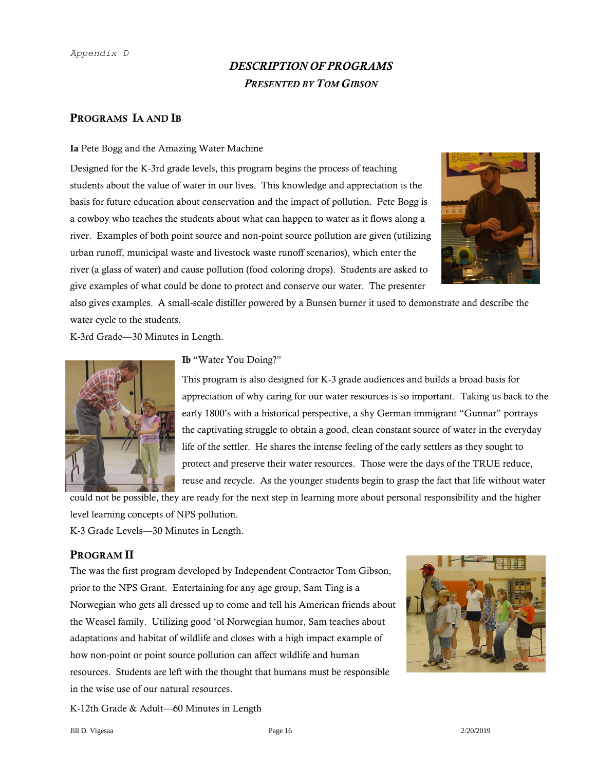*Appendix D*

## *DESCRIPTION OF PROGRAMS*
### *PRESENTED BY TOM GIBSON*

## PROGRAMS IA AND IB

**Ia** Pete Bogg and the Amazing Water Machine

Designed for the K-3rd grade levels, this program begins the process of teaching students about the value of water in our lives. This knowledge and appreciation is the basis for future education about conservation and the impact of pollution. Pete Bogg is a cowboy who teaches the students about what can happen to water as it flows along a river. Examples of both point source and non-point source pollution are given (utilizing urban runoff, municipal waste and livestock waste runoff scenarios), which enter the river (a glass of water) and cause pollution (food coloring drops). Students are asked to give examples of what could be done to protect and conserve our water. The presenter also gives examples. A small-scale distiller powered by a Bunsen burner it used to demonstrate and describe the water cycle to the students.

K-3rd Grade—30 Minutes in Length.

**Ib** "Water You Doing?"

This program is also designed for K-3 grade audiences and builds a broad basis for appreciation of why caring for our water resources is so important. Taking us back to the early 1800's with a historical perspective, a shy German immigrant "Gunnar" portrays the captivating struggle to obtain a good, clean constant source of water in the everyday life of the settler. He shares the intense feeling of the early settlers as they sought to protect and preserve their water resources. Those were the days of the TRUE reduce, reuse and recycle. As the younger students begin to grasp the fact that life without water could not be possible, they are ready for the next step in learning more about personal responsibility and the higher level learning concepts of NPS pollution.

K-3 Grade Levels—30 Minutes in Length.

## PROGRAM II

The was the first program developed by Independent Contractor Tom Gibson, prior to the NPS Grant. Entertaining for any age group, Sam Ting is a Norwegian who gets all dressed up to come and tell his American friends about the Weasel family. Utilizing good 'ol Norwegian humor, Sam teaches about adaptations and habitat of wildlife and closes with a high impact example of how non-point or point source pollution can affect wildlife and human resources. Students are left with the thought that humans must be responsible in the wise use of our natural resources.

K-12th Grade & Adult—60 Minutes in Length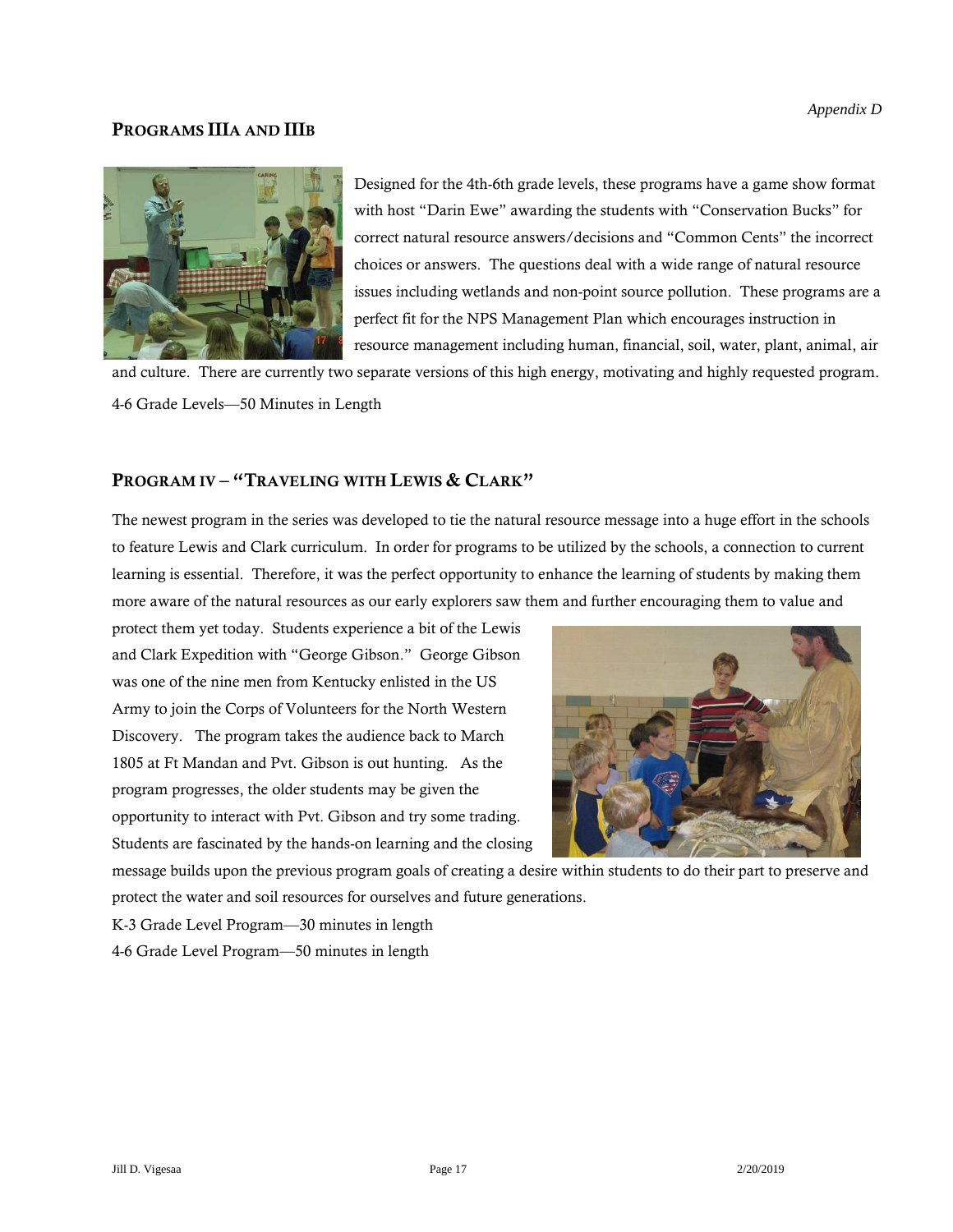## Programs IIIa and IIIb

Designed for the 4th-6th grade levels, these programs have a game show format with host "Darin Ewe" awarding the students with "Conservation Bucks" for correct natural resource answers/decisions and "Common Cents" the incorrect choices or answers. The questions deal with a wide range of natural resource issues including wetlands and non-point source pollution. These programs are a perfect fit for the NPS Management Plan which encourages instruction in resource management including human, financial, soil, water, plant, animal, air and culture. There are currently two separate versions of this high energy, motivating and highly requested program.

4-6 Grade Levels—50 Minutes in Length

## Program IV – "Traveling with Lewis & Clark"

The newest program in the series was developed to tie the natural resource message into a huge effort in the schools to feature Lewis and Clark curriculum. In order for programs to be utilized by the schools, a connection to current learning is essential. Therefore, it was the perfect opportunity to enhance the learning of students by making them more aware of the natural resources as our early explorers saw them and further encouraging them to value and protect them yet today. Students experience a bit of the Lewis and Clark Expedition with "George Gibson." George Gibson was one of the nine men from Kentucky enlisted in the US Army to join the Corps of Volunteers for the North Western Discovery. The program takes the audience back to March 1805 at Ft Mandan and Pvt. Gibson is out hunting. As the program progresses, the older students may be given the opportunity to interact with Pvt. Gibson and try some trading. Students are fascinated by the hands-on learning and the closing message builds upon the previous program goals of creating a desire within students to do their part to preserve and protect the water and soil resources for ourselves and future generations.

K-3 Grade Level Program—30 minutes in length

4-6 Grade Level Program—50 minutes in length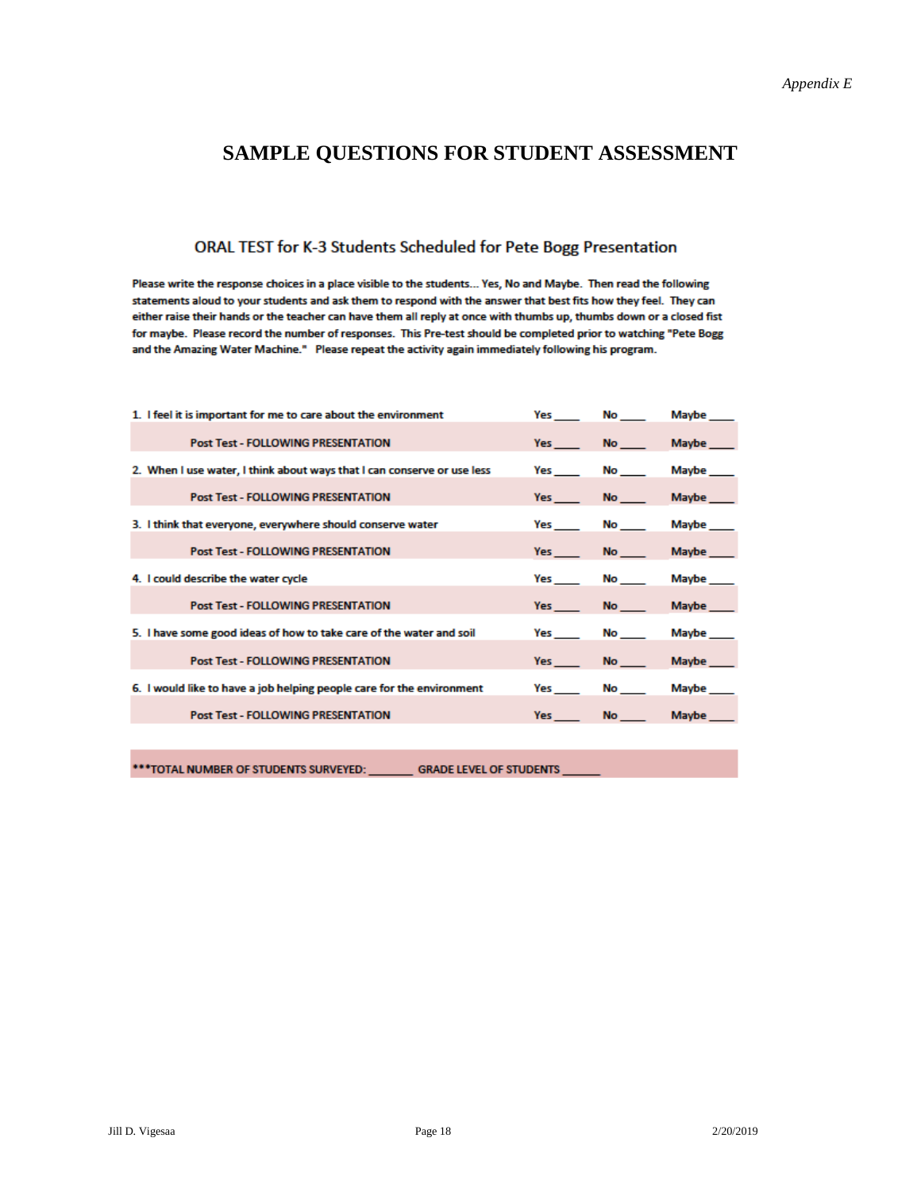*Appendix E*

# SAMPLE QUESTIONS FOR STUDENT ASSESSMENT

## ORAL TEST for K-3 Students Scheduled for Pete Bogg Presentation

**Please write the response choices in a place visible to the students... Yes, No and Maybe. Then read the following statements aloud to your students and ask them to respond with the answer that best fits how they feel. They can either raise their hands or the teacher can have them all reply at once with thumbs up, thumbs down or a closed fist for maybe. Please record the number of responses. This Pre-test should be completed prior to watching "Pete Bogg and the Amazing Water Machine." Please repeat the activity again immediately following his program.**

| | | | |
|---|---|---|---|
| 1. I feel it is important for me to care about the environment | Yes ____ | No ____ | Maybe ____ |
| Post Test - FOLLOWING PRESENTATION | Yes ____ | No ____ | Maybe ____ |
| 2. When I use water, I think about ways that I can conserve or use less | Yes ____ | No ____ | Maybe ____ |
| Post Test - FOLLOWING PRESENTATION | Yes ____ | No ____ | Maybe ____ |
| 3. I think that everyone, everywhere should conserve water | Yes ____ | No ____ | Maybe ____ |
| Post Test - FOLLOWING PRESENTATION | Yes ____ | No ____ | Maybe ____ |
| 4. I could describe the water cycle | Yes ____ | No ____ | Maybe ____ |
| Post Test - FOLLOWING PRESENTATION | Yes ____ | No ____ | Maybe ____ |
| 5. I have some good ideas of how to take care of the water and soil | Yes ____ | No ____ | Maybe ____ |
| Post Test - FOLLOWING PRESENTATION | Yes ____ | No ____ | Maybe ____ |
| 6. I would like to have a job helping people care for the environment | Yes ____ | No ____ | Maybe ____ |
| Post Test - FOLLOWING PRESENTATION | Yes ____ | No ____ | Maybe ____ |

**\*\*\*TOTAL NUMBER OF STUDENTS SURVEYED: _______ GRADE LEVEL OF STUDENTS ______**